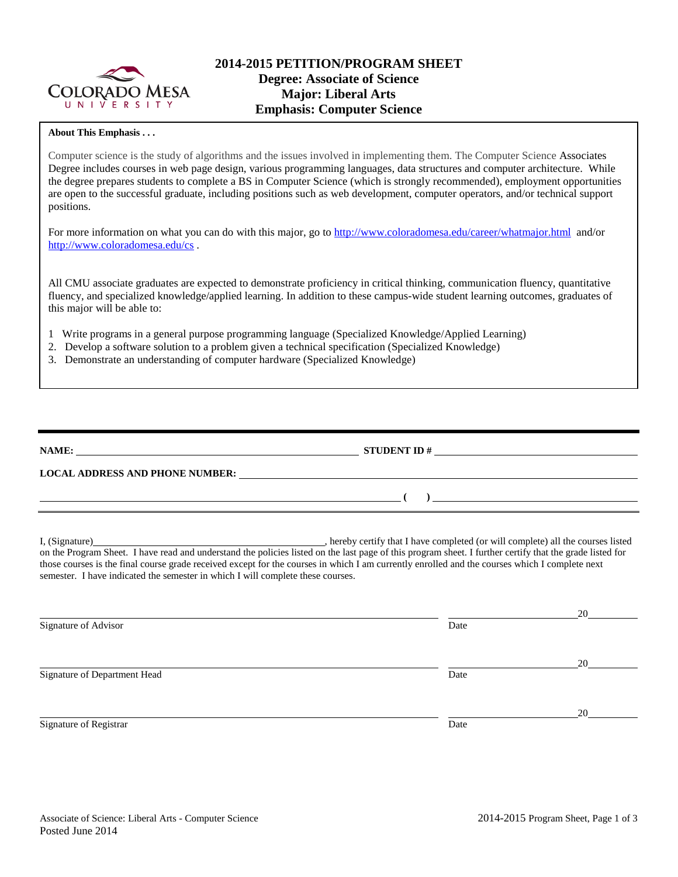# 2014-2015 PETITION/PROGRAM SHEET
## Degree: Associate of Science
## Major: Liberal Arts
## Emphasis: Computer Science

**About This Emphasis . . .**

Computer science is the study of algorithms and the issues involved in implementing them. The Computer Science Associates Degree includes courses in web page design, various programming languages, data structures and computer architecture. While the degree prepares students to complete a BS in Computer Science (which is strongly recommended), employment opportunities are open to the successful graduate, including positions such as web development, computer operators, and/or technical support positions.

For more information on what you can do with this major, go to http://www.coloradomesa.edu/career/whatmajor.html and/or http://www.coloradomesa.edu/cs .

All CMU associate graduates are expected to demonstrate proficiency in critical thinking, communication fluency, quantitative fluency, and specialized knowledge/applied learning. In addition to these campus-wide student learning outcomes, graduates of this major will be able to:

1. Write programs in a general purpose programming language (Specialized Knowledge/Applied Learning)
2. Develop a software solution to a problem given a technical specification (Specialized Knowledge)
3. Demonstrate an understanding of computer hardware (Specialized Knowledge)

---

**NAME:** ______________________________ **STUDENT ID #** ______________________________

**LOCAL ADDRESS AND PHONE NUMBER:** ______________________________

______________________________ ( ) ______________________________

I, (Signature)______________________________, hereby certify that I have completed (or will complete) all the courses listed on the Program Sheet. I have read and understand the policies listed on the last page of this program sheet. I further certify that the grade listed for those courses is the final course grade received except for the courses in which I am currently enrolled and the courses which I complete next semester. I have indicated the semester in which I will complete these courses.

______________________________ ______________ 20______
Signature of Advisor Date

______________________________ ______________ 20______
Signature of Department Head Date

______________________________ ______________ 20______
Signature of Registrar Date

Associate of Science: Liberal Arts - Computer Science
Posted June 2014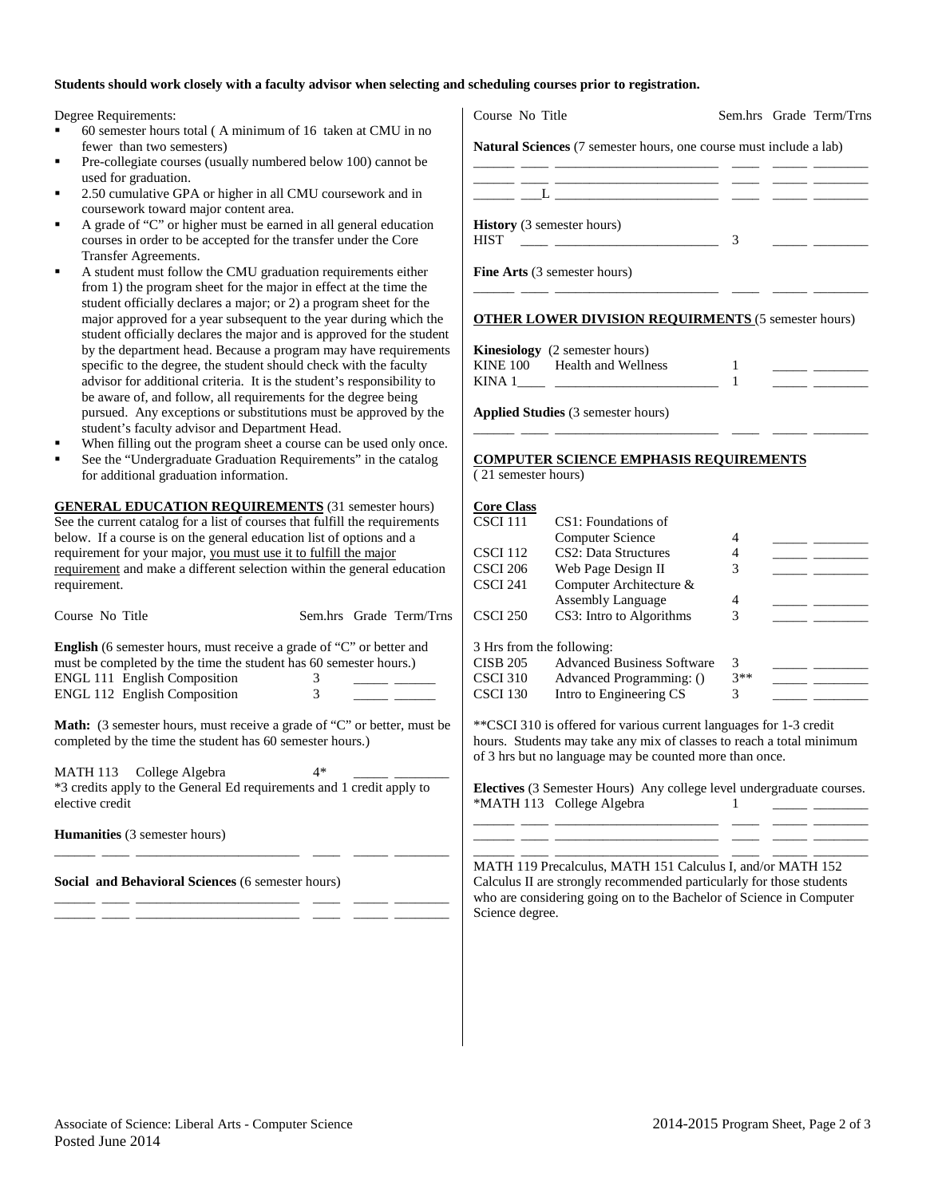**Students should work closely with a faculty advisor when selecting and scheduling courses prior to registration.**

Degree Requirements:

- 60 semester hours total ( A minimum of 16 taken at CMU in no fewer than two semesters)
- Pre-collegiate courses (usually numbered below 100) cannot be used for graduation.
- 2.50 cumulative GPA or higher in all CMU coursework and in coursework toward major content area.
- A grade of "C" or higher must be earned in all general education courses in order to be accepted for the transfer under the Core Transfer Agreements.
- A student must follow the CMU graduation requirements either from 1) the program sheet for the major in effect at the time the student officially declares a major; or 2) a program sheet for the major approved for a year subsequent to the year during which the student officially declares the major and is approved for the student by the department head. Because a program may have requirements specific to the degree, the student should check with the faculty advisor for additional criteria. It is the student's responsibility to be aware of, and follow, all requirements for the degree being pursued. Any exceptions or substitutions must be approved by the student's faculty advisor and Department Head.
- When filling out the program sheet a course can be used only once.
- See the "Undergraduate Graduation Requirements" in the catalog for additional graduation information.

**GENERAL EDUCATION REQUIREMENTS** (31 semester hours) See the current catalog for a list of courses that fulfill the requirements below. If a course is on the general education list of options and a requirement for your major, you must use it to fulfill the major requirement and make a different selection within the general education requirement.

| Course No | Title | Sem.hrs | Grade | Term/Trns |
|---|---|---|---|---|

**English** (6 semester hours, must receive a grade of "C" or better and must be completed by the time the student has 60 semester hours.)

| Course No | Title | Sem.hrs | Grade | Term/Trns |
|---|---|---|---|---|
| ENGL 111 | English Composition | 3 | _____ | ______ |
| ENGL 112 | English Composition | 3 | _____ | ______ |

**Math:** (3 semester hours, must receive a grade of "C" or better, must be completed by the time the student has 60 semester hours.)

| Course No | Title | Sem.hrs | Grade | Term/Trns |
|---|---|---|---|---|
| MATH 113 | College Algebra | 4* | _____ | ________ |

*3 credits apply to the General Ed requirements and 1 credit apply to elective credit

**Humanities** (3 semester hours)

______ ____ ________________________ ____ _____ ________

**Social and Behavioral Sciences** (6 semester hours)

______ ____ ________________________ ____ _____ ________
______ ____ ________________________ ____ _____ ________

| Course No | Title | Sem.hrs | Grade | Term/Trns |
|---|---|---|---|---|

**Natural Sciences** (7 semester hours, one course must include a lab)

______ ____ ________________________ ____ _____ ________
______ ___L ________________________ ____ _____ ________

**History** (3 semester hours)

| Course No | Title | Sem.hrs | Grade | Term/Trns |
|---|---|---|---|---|
| HIST ____ | ________________________ | 3 | _____ | ________ |

**Fine Arts** (3 semester hours)

______ ____ ________________________ ____ _____ ________

**OTHER LOWER DIVISION REQUIRMENTS** (5 semester hours)

**Kinesiology** (2 semester hours)

| Course No | Title | Sem.hrs | Grade | Term/Trns |
|---|---|---|---|---|
| KINE 100 | Health and Wellness | 1 | _____ | ________ |
| KINA 1____ | ________________________ | 1 | _____ | ________ |

**Applied Studies** (3 semester hours)

______ ____ ________________________ ____ _____ ________

**COMPUTER SCIENCE EMPHASIS REQUIREMENTS**
( 21 semester hours)

**Core Class**

| Course No | Title | Sem.hrs | Grade | Term/Trns |
|---|---|---|---|---|
| CSCI 111 | CS1: Foundations of Computer Science | 4 | _____ | ________ |
| CSCI 112 | CS2: Data Structures | 4 | _____ | ________ |
| CSCI 206 | Web Page Design II | 3 | _____ | ________ |
| CSCI 241 | Computer Architecture & Assembly Language | 4 | _____ | ________ |
| CSCI 250 | CS3: Intro to Algorithms | 3 | _____ | ________ |

3 Hrs from the following:

| Course No | Title | Sem.hrs | Grade | Term/Trns |
|---|---|---|---|---|
| CISB 205 | Advanced Business Software | 3 | _____ | ________ |
| CSCI 310 | Advanced Programming: () | 3** | _____ | ________ |
| CSCI 130 | Intro to Engineering CS | 3 | _____ | ________ |

**CSCI 310 is offered for various current languages for 1-3 credit hours. Students may take any mix of classes to reach a total minimum of 3 hrs but no language may be counted more than once.

**Electives** (3 Semester Hours) Any college level undergraduate courses.

| Course No | Title | Sem.hrs | Grade | Term/Trns |
|---|---|---|---|---|
| *MATH 113 | College Algebra | 1 | _____ | ________ |
| ______ ____ | ________________________ | ____ | _____ | ________ |
| ______ ____ | ________________________ | ____ | _____ | ________ |
| ______ ____ | ________________________ | ____ | _____ | ________ |

MATH 119 Precalculus, MATH 151 Calculus I, and/or MATH 152 Calculus II are strongly recommended particularly for those students who are considering going on to the Bachelor of Science in Computer Science degree.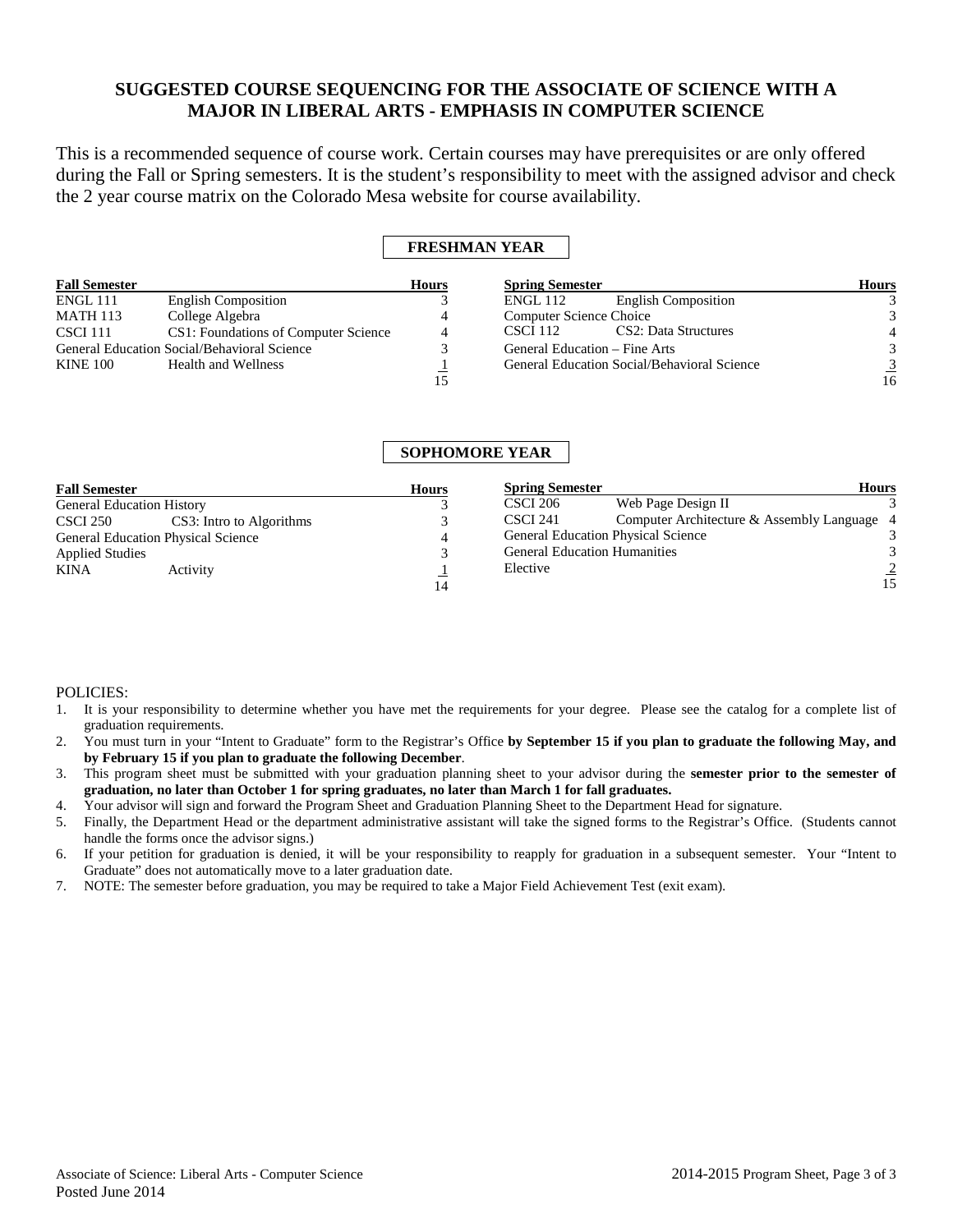# SUGGESTED COURSE SEQUENCING FOR THE ASSOCIATE OF SCIENCE WITH A MAJOR IN LIBERAL ARTS - EMPHASIS IN COMPUTER SCIENCE

This is a recommended sequence of course work. Certain courses may have prerequisites or are only offered during the Fall or Spring semesters. It is the student's responsibility to meet with the assigned advisor and check the 2 year course matrix on the Colorado Mesa website for course availability.

## FRESHMAN YEAR

| Fall Semester | | Hours |
|---|---|---|
| ENGL 111 | English Composition | 3 |
| MATH 113 | College Algebra | 4 |
| CSCI 111 | CS1: Foundations of Computer Science | 4 |
| General Education Social/Behavioral Science | | 3 |
| KINE 100 | Health and Wellness | 1 |
| | | 15 |

| Spring Semester | | Hours |
|---|---|---|
| ENGL 112 | English Composition | 3 |
| Computer Science Choice | | 3 |
| CSCI 112 | CS2: Data Structures | 4 |
| General Education – Fine Arts | | 3 |
| General Education Social/Behavioral Science | | 3 |
| | | 16 |

## SOPHOMORE YEAR

| Fall Semester | | Hours |
|---|---|---|
| General Education History | | 3 |
| CSCI 250 | CS3: Intro to Algorithms | 3 |
| General Education Physical Science | | 4 |
| Applied Studies | | 3 |
| KINA | Activity | 1 |
| | | 14 |

| Spring Semester | | Hours |
|---|---|---|
| CSCI 206 | Web Page Design II | 3 |
| CSCI 241 | Computer Architecture & Assembly Language | 4 |
| General Education Physical Science | | 3 |
| General Education Humanities | | 3 |
| Elective | | 2 |
| | | 15 |

POLICIES:

1. It is your responsibility to determine whether you have met the requirements for your degree. Please see the catalog for a complete list of graduation requirements.
2. You must turn in your "Intent to Graduate" form to the Registrar's Office **by September 15 if you plan to graduate the following May, and by February 15 if you plan to graduate the following December**.
3. This program sheet must be submitted with your graduation planning sheet to your advisor during the **semester prior to the semester of graduation, no later than October 1 for spring graduates, no later than March 1 for fall graduates.**
4. Your advisor will sign and forward the Program Sheet and Graduation Planning Sheet to the Department Head for signature.
5. Finally, the Department Head or the department administrative assistant will take the signed forms to the Registrar's Office. (Students cannot handle the forms once the advisor signs.)
6. If your petition for graduation is denied, it will be your responsibility to reapply for graduation in a subsequent semester. Your "Intent to Graduate" does not automatically move to a later graduation date.
7. NOTE: The semester before graduation, you may be required to take a Major Field Achievement Test (exit exam).

Associate of Science: Liberal Arts - Computer Science
Posted June 2014